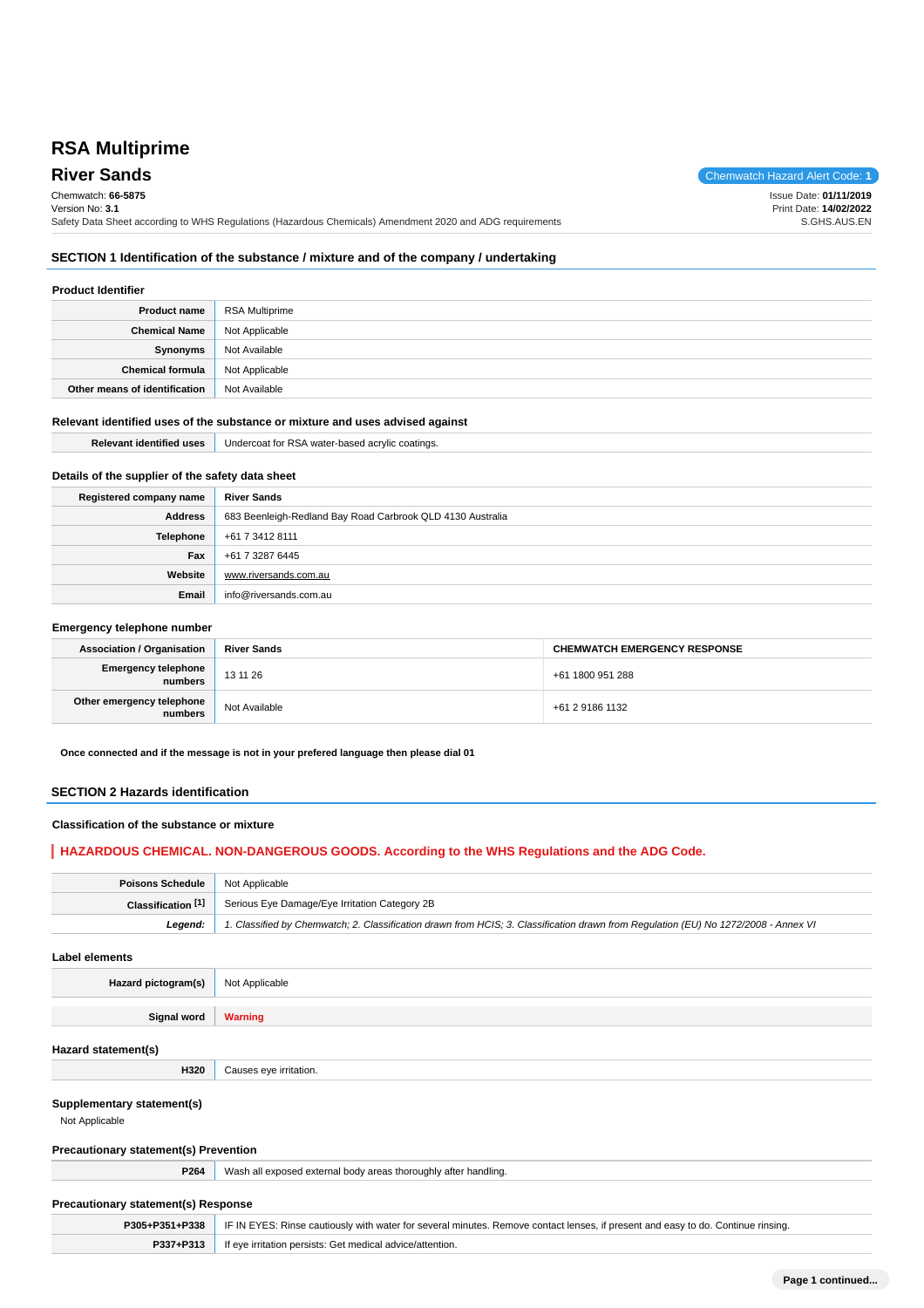# RSA Multiprime

## River Sands

Chemwatch Hazard Alert Code: **1**

Chemwatch: **66-5875**
Version No: **3.1**
Safety Data Sheet according to WHS Regulations (Hazardous Chemicals) Amendment 2020 and ADG requirements

Issue Date: **01/11/2019**
Print Date: **14/02/2022**
S.GHS.AUS.EN

## SECTION 1 Identification of the substance / mixture and of the company / undertaking

### Product Identifier

| | |
|---|---|
| **Product name** | RSA Multiprime |
| **Chemical Name** | Not Applicable |
| **Synonyms** | Not Available |
| **Chemical formula** | Not Applicable |
| **Other means of identification** | Not Available |

### Relevant identified uses of the substance or mixture and uses advised against

| | |
|---|---|
| **Relevant identified uses** | Undercoat for RSA water-based acrylic coatings. |

### Details of the supplier of the safety data sheet

| | |
|---|---|
| **Registered company name** | **River Sands** |
| **Address** | 683 Beenleigh-Redland Bay Road Carbrook QLD 4130 Australia |
| **Telephone** | +61 7 3412 8111 |
| **Fax** | +61 7 3287 6445 |
| **Website** | www.riversands.com.au |
| **Email** | info@riversands.com.au |

### Emergency telephone number

| | | |
|---|---|---|
| **Association / Organisation** | **River Sands** | **CHEMWATCH EMERGENCY RESPONSE** |
| **Emergency telephone numbers** | 13 11 26 | +61 1800 951 288 |
| **Other emergency telephone numbers** | Not Available | +61 2 9186 1132 |

**Once connected and if the message is not in your prefered language then please dial 01**

## SECTION 2 Hazards identification

### Classification of the substance or mixture

**HAZARDOUS CHEMICAL. NON-DANGEROUS GOODS. According to the WHS Regulations and the ADG Code.**

| | |
|---|---|
| **Poisons Schedule** | Not Applicable |
| **Classification [1]** | Serious Eye Damage/Eye Irritation Category 2B |
| ***Legend:*** | *1. Classified by Chemwatch; 2. Classification drawn from HCIS; 3. Classification drawn from Regulation (EU) No 1272/2008 - Annex VI* |

### Label elements

| | |
|---|---|
| **Hazard pictogram(s)** | Not Applicable |
| **Signal word** | **Warning** |

### Hazard statement(s)

| | |
|---|---|
| **H320** | Causes eye irritation. |

### Supplementary statement(s)

Not Applicable

### Precautionary statement(s) Prevention

| | |
|---|---|
| **P264** | Wash all exposed external body areas thoroughly after handling. |

### Precautionary statement(s) Response

| | |
|---|---|
| **P305+P351+P338** | IF IN EYES: Rinse cautiously with water for several minutes. Remove contact lenses, if present and easy to do. Continue rinsing. |
| **P337+P313** | If eye irritation persists: Get medical advice/attention. |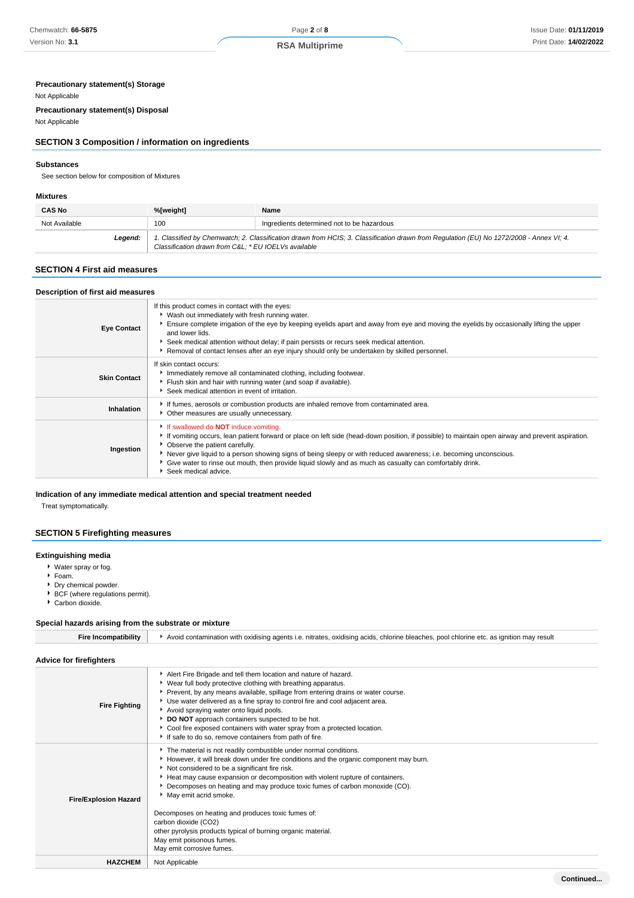**Precautionary statement(s) Storage**

Not Applicable

**Precautionary statement(s) Disposal**

Not Applicable

## SECTION 3 Composition / information on ingredients

### Substances

See section below for composition of Mixtures

### Mixtures

| CAS No | %[weight] | Name |
|---|---|---|
| Not Available | 100 | Ingredients determined not to be hazardous |
| ***Legend:*** | *1. Classified by Chemwatch; 2. Classification drawn from HCIS; 3. Classification drawn from Regulation (EU) No 1272/2008 - Annex VI; 4. Classification drawn from C&L; * EU IOELVs available* | |

## SECTION 4 First aid measures

### Description of first aid measures

| | |
|---|---|
| **Eye Contact** | If this product comes in contact with the eyes:<br>▸ Wash out immediately with fresh running water.<br>▸ Ensure complete irrigation of the eye by keeping eyelids apart and away from eye and moving the eyelids by occasionally lifting the upper and lower lids.<br>▸ Seek medical attention without delay; if pain persists or recurs seek medical attention.<br>▸ Removal of contact lenses after an eye injury should only be undertaken by skilled personnel. |
| **Skin Contact** | If skin contact occurs:<br>▸ Immediately remove all contaminated clothing, including footwear.<br>▸ Flush skin and hair with running water (and soap if available).<br>▸ Seek medical attention in event of irritation. |
| **Inhalation** | ▸ If fumes, aerosols or combustion products are inhaled remove from contaminated area.<br>▸ Other measures are usually unnecessary. |
| **Ingestion** | ▸ If swallowed do **NOT** induce vomiting.<br>▸ If vomiting occurs, lean patient forward or place on left side (head-down position, if possible) to maintain open airway and prevent aspiration.<br>▸ Observe the patient carefully.<br>▸ Never give liquid to a person showing signs of being sleepy or with reduced awareness; i.e. becoming unconscious.<br>▸ Give water to rinse out mouth, then provide liquid slowly and as much as casualty can comfortably drink.<br>▸ Seek medical advice. |

### Indication of any immediate medical attention and special treatment needed

Treat symptomatically.

## SECTION 5 Firefighting measures

### Extinguishing media

- Water spray or fog.
- Foam.
- Dry chemical powder.
- BCF (where regulations permit).
- Carbon dioxide.

### Special hazards arising from the substrate or mixture

| | |
|---|---|
| **Fire Incompatibility** | ▸ Avoid contamination with oxidising agents i.e. nitrates, oxidising acids, chlorine bleaches, pool chlorine etc. as ignition may result |

### Advice for firefighters

| | |
|---|---|
| **Fire Fighting** | ▸ Alert Fire Brigade and tell them location and nature of hazard.<br>▸ Wear full body protective clothing with breathing apparatus.<br>▸ Prevent, by any means available, spillage from entering drains or water course.<br>▸ Use water delivered as a fine spray to control fire and cool adjacent area.<br>▸ Avoid spraying water onto liquid pools.<br>▸ **DO NOT** approach containers suspected to be hot.<br>▸ Cool fire exposed containers with water spray from a protected location.<br>▸ If safe to do so, remove containers from path of fire. |
| **Fire/Explosion Hazard** | ▸ The material is not readily combustible under normal conditions.<br>▸ However, it will break down under fire conditions and the organic component may burn.<br>▸ Not considered to be a significant fire risk.<br>▸ Heat may cause expansion or decomposition with violent rupture of containers.<br>▸ Decomposes on heating and may produce toxic fumes of carbon monoxide (CO).<br>▸ May emit acrid smoke.<br><br>Decomposes on heating and produces toxic fumes of:<br>carbon dioxide ($CO_2$)<br>other pyrolysis products typical of burning organic material.<br>May emit poisonous fumes.<br>May emit corrosive fumes. |
| **HAZCHEM** | Not Applicable |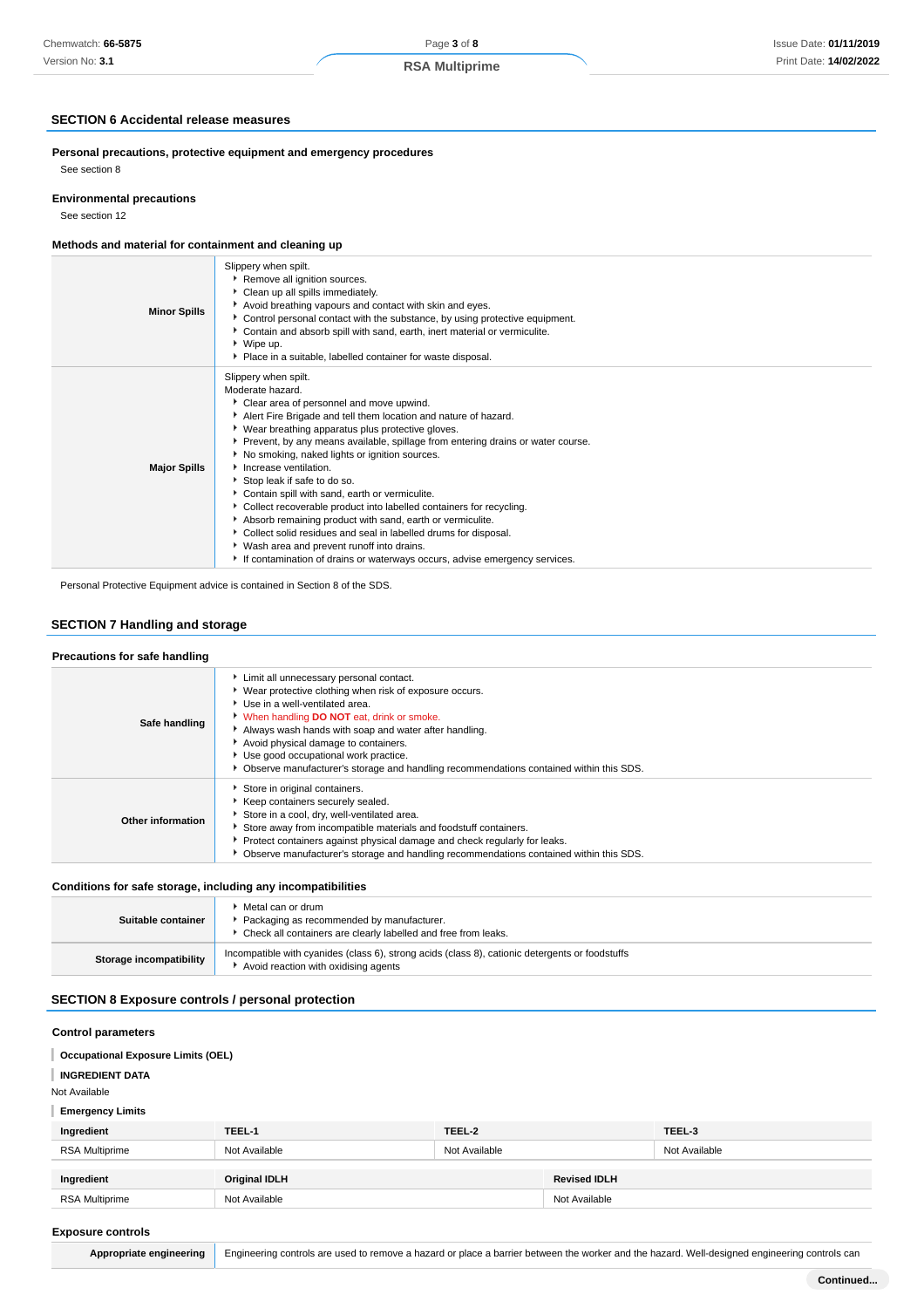## SECTION 6 Accidental release measures

### Personal precautions, protective equipment and emergency procedures

See section 8

### Environmental precautions

See section 12

### Methods and material for containment and cleaning up

| | |
|---|---|
| **Minor Spills** | Slippery when spilt.<br>- Remove all ignition sources.<br>- Clean up all spills immediately.<br>- Avoid breathing vapours and contact with skin and eyes.<br>- Control personal contact with the substance, by using protective equipment.<br>- Contain and absorb spill with sand, earth, inert material or vermiculite.<br>- Wipe up.<br>- Place in a suitable, labelled container for waste disposal. |
| **Major Spills** | Slippery when spilt.<br>Moderate hazard.<br>- Clear area of personnel and move upwind.<br>- Alert Fire Brigade and tell them location and nature of hazard.<br>- Wear breathing apparatus plus protective gloves.<br>- Prevent, by any means available, spillage from entering drains or water course.<br>- No smoking, naked lights or ignition sources.<br>- Increase ventilation.<br>- Stop leak if safe to do so.<br>- Contain spill with sand, earth or vermiculite.<br>- Collect recoverable product into labelled containers for recycling.<br>- Absorb remaining product with sand, earth or vermiculite.<br>- Collect solid residues and seal in labelled drums for disposal.<br>- Wash area and prevent runoff into drains.<br>- If contamination of drains or waterways occurs, advise emergency services. |

Personal Protective Equipment advice is contained in Section 8 of the SDS.

## SECTION 7 Handling and storage

### Precautions for safe handling

| | |
|---|---|
| **Safe handling** | - Limit all unnecessary personal contact.<br>- Wear protective clothing when risk of exposure occurs.<br>- Use in a well-ventilated area.<br>- When handling **DO NOT** eat, drink or smoke.<br>- Always wash hands with soap and water after handling.<br>- Avoid physical damage to containers.<br>- Use good occupational work practice.<br>- Observe manufacturer's storage and handling recommendations contained within this SDS. |
| **Other information** | - Store in original containers.<br>- Keep containers securely sealed.<br>- Store in a cool, dry, well-ventilated area.<br>- Store away from incompatible materials and foodstuff containers.<br>- Protect containers against physical damage and check regularly for leaks.<br>- Observe manufacturer's storage and handling recommendations contained within this SDS. |

### Conditions for safe storage, including any incompatibilities

| | |
|---|---|
| **Suitable container** | - Metal can or drum<br>- Packaging as recommended by manufacturer.<br>- Check all containers are clearly labelled and free from leaks. |
| **Storage incompatibility** | Incompatible with cyanides (class 6), strong acids (class 8), cationic detergents or foodstuffs<br>- Avoid reaction with oxidising agents |

## SECTION 8 Exposure controls / personal protection

### Control parameters

**Occupational Exposure Limits (OEL)**

**INGREDIENT DATA**

Not Available

**Emergency Limits**

| Ingredient | TEEL-1 | TEEL-2 | TEEL-3 |
|---|---|---|---|
| RSA Multiprime | Not Available | Not Available | Not Available |

| Ingredient | Original IDLH | Revised IDLH |
|---|---|---|
| RSA Multiprime | Not Available | Not Available |

### Exposure controls

| | |
|---|---|
| **Appropriate engineering** | Engineering controls are used to remove a hazard or place a barrier between the worker and the hazard. Well-designed engineering controls can |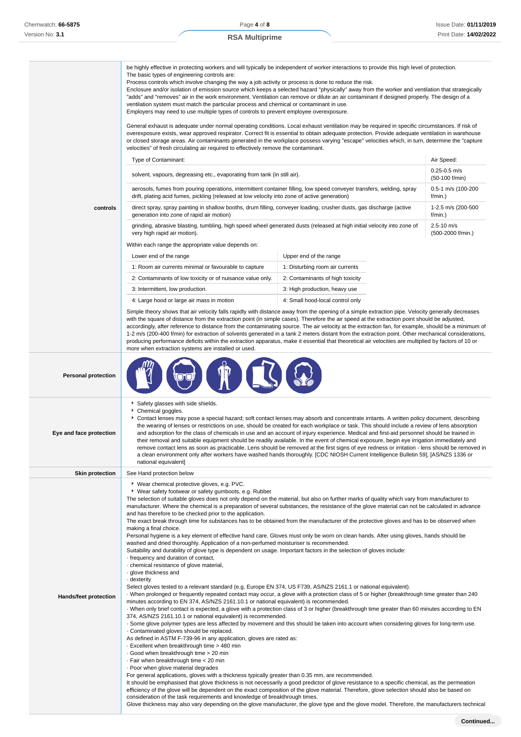| | |
|---|---|
| **controls** | be highly effective in protecting workers and will typically be independent of worker interactions to provide this high level of protection.<br>The basic types of engineering controls are:<br>Process controls which involve changing the way a job activity or process is done to reduce the risk.<br>Enclosure and/or isolation of emission source which keeps a selected hazard "physically" away from the worker and ventilation that strategically "adds" and "removes" air in the work environment. Ventilation can remove or dilute an air contaminant if designed properly. The design of a ventilation system must match the particular process and chemical or contaminant in use.<br>Employers may need to use multiple types of controls to prevent employee overexposure.<br><br>General exhaust is adequate under normal operating conditions. Local exhaust ventilation may be required in specific circumstances. If risk of overexposure exists, wear approved respirator. Correct fit is essential to obtain adequate protection. Provide adequate ventilation in warehouse or closed storage areas. Air contaminants generated in the workplace possess varying "escape" velocities which, in turn, determine the "capture velocities" of fresh circulating air required to effectively remove the contaminant. |

| Type of Contaminant: | Air Speed: |
|---|---|
| solvent, vapours, degreasing etc., evaporating from tank (in still air). | 0.25-0.5 m/s (50-100 f/min) |
| aerosols, fumes from pouring operations, intermittent container filling, low speed conveyer transfers, welding, spray drift, plating acid fumes, pickling (released at low velocity into zone of active generation) | 0.5-1 m/s (100-200 f/min.) |
| direct spray, spray painting in shallow booths, drum filling, conveyer loading, crusher dusts, gas discharge (active generation into zone of rapid air motion) | 1-2.5 m/s (200-500 f/min.) |
| grinding, abrasive blasting, tumbling, high speed wheel generated dusts (released at high initial velocity into zone of very high rapid air motion). | 2.5-10 m/s (500-2000 f/min.) |

Within each range the appropriate value depends on:

| Lower end of the range | Upper end of the range |
|---|---|
| 1: Room air currents minimal or favourable to capture | 1: Disturbing room air currents |
| 2: Contaminants of low toxicity or of nuisance value only. | 2: Contaminants of high toxicity |
| 3: Intermittent, low production. | 3: High production, heavy use |
| 4: Large hood or large air mass in motion | 4: Small hood-local control only |

Simple theory shows that air velocity falls rapidly with distance away from the opening of a simple extraction pipe. Velocity generally decreases with the square of distance from the extraction point (in simple cases). Therefore the air speed at the extraction point should be adjusted, accordingly, after reference to distance from the contaminating source. The air velocity at the extraction fan, for example, should be a minimum of 1-2 m/s (200-400 f/min) for extraction of solvents generated in a tank 2 meters distant from the extraction point. Other mechanical considerations, producing performance deficits within the extraction apparatus, make it essential that theoretical air velocities are multiplied by factors of 10 or more when extraction systems are installed or used.

**Personal protection**

**Eye and face protection**

- Safety glasses with side shields.
- Chemical goggles.
- Contact lenses may pose a special hazard; soft contact lenses may absorb and concentrate irritants. A written policy document, describing the wearing of lenses or restrictions on use, should be created for each workplace or task. This should include a review of lens absorption and adsorption for the class of chemicals in use and an account of injury experience. Medical and first-aid personnel should be trained in their removal and suitable equipment should be readily available. In the event of chemical exposure, begin eye irrigation immediately and remove contact lens as soon as practicable. Lens should be removed at the first signs of eye redness or irritation - lens should be removed in a clean environment only after workers have washed hands thoroughly. [CDC NIOSH Current Intelligence Bulletin 59], [AS/NZS 1336 or national equivalent]

**Skin protection**

See Hand protection below

**Hands/feet protection**

- Wear chemical protective gloves, e.g. PVC.
- Wear safety footwear or safety gumboots, e.g. Rubber

The selection of suitable gloves does not only depend on the material, but also on further marks of quality which vary from manufacturer to manufacturer. Where the chemical is a preparation of several substances, the resistance of the glove material can not be calculated in advance and has therefore to be checked prior to the application.
The exact break through time for substances has to be obtained from the manufacturer of the protective gloves and has to be observed when making a final choice.
Personal hygiene is a key element of effective hand care. Gloves must only be worn on clean hands. After using gloves, hands should be washed and dried thoroughly. Application of a non-perfumed moisturiser is recommended.
Suitability and durability of glove type is dependent on usage. Important factors in the selection of gloves include:
· frequency and duration of contact,
· chemical resistance of glove material,
· glove thickness and
· dexterity
Select gloves tested to a relevant standard (e.g. Europe EN 374, US F739, AS/NZS 2161.1 or national equivalent).
· When prolonged or frequently repeated contact may occur, a glove with a protection class of 5 or higher (breakthrough time greater than 240 minutes according to EN 374, AS/NZS 2161.10.1 or national equivalent) is recommended.
· When only brief contact is expected, a glove with a protection class of 3 or higher (breakthrough time greater than 60 minutes according to EN 374, AS/NZS 2161.10.1 or national equivalent) is recommended.
· Some glove polymer types are less affected by movement and this should be taken into account when considering gloves for long-term use.
· Contaminated gloves should be replaced.
As defined in ASTM F-739-96 in any application, gloves are rated as:
· Excellent when breakthrough time > 480 min
· Good when breakthrough time > 20 min
· Fair when breakthrough time < 20 min
· Poor when glove material degrades
For general applications, gloves with a thickness typically greater than 0.35 mm, are recommended.
It should be emphasised that glove thickness is not necessarily a good predictor of glove resistance to a specific chemical, as the permeation efficiency of the glove will be dependent on the exact composition of the glove material. Therefore, glove selection should also be based on consideration of the task requirements and knowledge of breakthrough times.
Glove thickness may also vary depending on the glove manufacturer, the glove type and the glove model. Therefore, the manufacturers technical

**Continued...**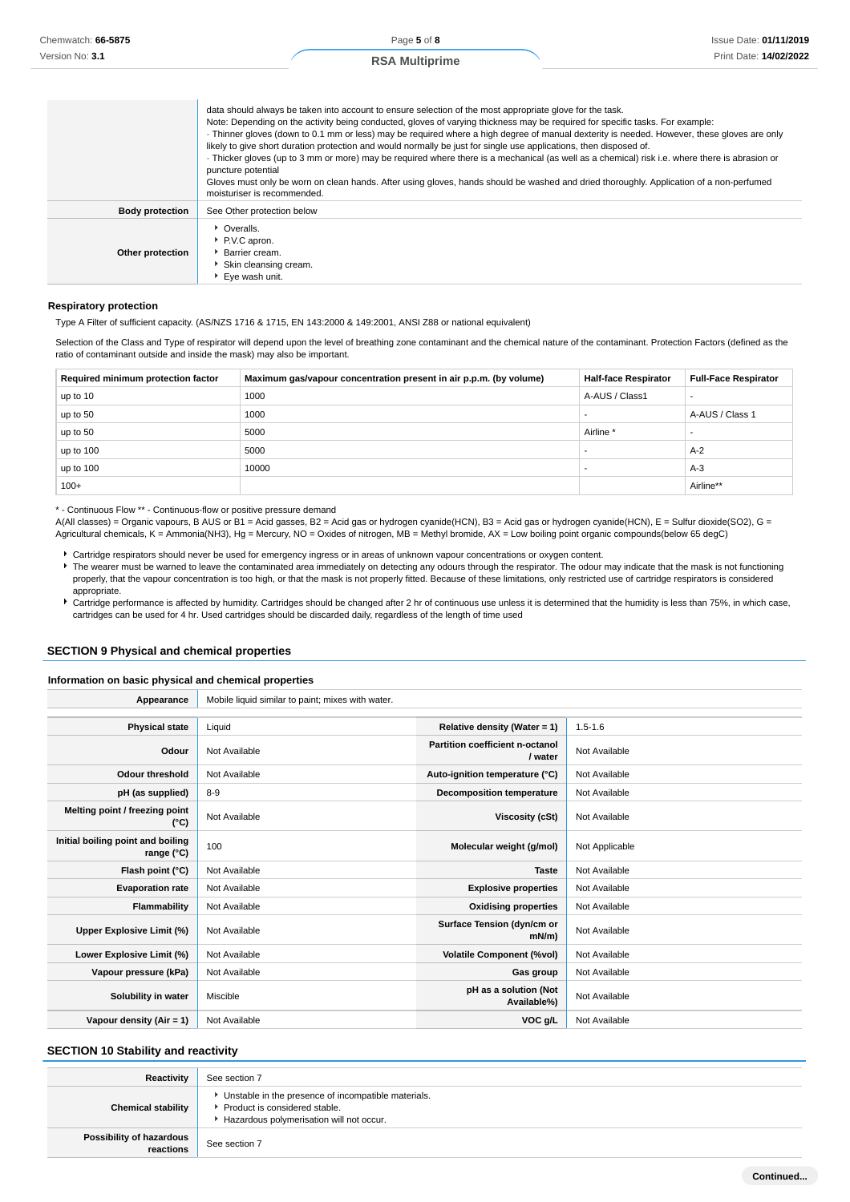| | |
|---|---|
| | data should always be taken into account to ensure selection of the most appropriate glove for the task. Note: Depending on the activity being conducted, gloves of varying thickness may be required for specific tasks. For example: · Thinner gloves (down to 0.1 mm or less) may be required where a high degree of manual dexterity is needed. However, these gloves are only likely to give short duration protection and would normally be just for single use applications, then disposed of. · Thicker gloves (up to 3 mm or more) may be required where there is a mechanical (as well as a chemical) risk i.e. where there is abrasion or puncture potential Gloves must only be worn on clean hands. After using gloves, hands should be washed and dried thoroughly. Application of a non-perfumed moisturiser is recommended. |
| **Body protection** | See Other protection below |
| **Other protection** | - Overalls.<br>- P.V.C apron.<br>- Barrier cream.<br>- Skin cleansing cream.<br>- Eye wash unit. |

### Respiratory protection

Type A Filter of sufficient capacity. (AS/NZS 1716 & 1715, EN 143:2000 & 149:2001, ANSI Z88 or national equivalent)

Selection of the Class and Type of respirator will depend upon the level of breathing zone contaminant and the chemical nature of the contaminant. Protection Factors (defined as the ratio of contaminant outside and inside the mask) may also be important.

| Required minimum protection factor | Maximum gas/vapour concentration present in air p.p.m. (by volume) | Half-face Respirator | Full-Face Respirator |
|---|---|---|---|
| up to 10 | 1000 | A-AUS / Class1 | - |
| up to 50 | 1000 | - | A-AUS / Class 1 |
| up to 50 | 5000 | Airline * | - |
| up to 100 | 5000 | - | A-2 |
| up to 100 | 10000 | - | A-3 |
| 100+ | | | Airline** |

* - Continuous Flow ** - Continuous-flow or positive pressure demand
A(All classes) = Organic vapours, B AUS or B1 = Acid gasses, B2 = Acid gas or hydrogen cyanide(HCN), B3 = Acid gas or hydrogen cyanide(HCN), E = Sulfur dioxide(SO2), G = Agricultural chemicals, K = Ammonia(NH3), Hg = Mercury, NO = Oxides of nitrogen, MB = Methyl bromide, AX = Low boiling point organic compounds(below 65 degC)

- Cartridge respirators should never be used for emergency ingress or in areas of unknown vapour concentrations or oxygen content.
- The wearer must be warned to leave the contaminated area immediately on detecting any odours through the respirator. The odour may indicate that the mask is not functioning properly, that the vapour concentration is too high, or that the mask is not properly fitted. Because of these limitations, only restricted use of cartridge respirators is considered appropriate.
- Cartridge performance is affected by humidity. Cartridges should be changed after 2 hr of continuous use unless it is determined that the humidity is less than 75%, in which case, cartridges can be used for 4 hr. Used cartridges should be discarded daily, regardless of the length of time used

## SECTION 9 Physical and chemical properties

### Information on basic physical and chemical properties

| | |
|---|---|
| **Appearance** | Mobile liquid similar to paint; mixes with water. |

| | | | |
|---|---|---|---|
| **Physical state** | Liquid | **Relative density (Water = 1)** | 1.5-1.6 |
| **Odour** | Not Available | **Partition coefficient n-octanol / water** | Not Available |
| **Odour threshold** | Not Available | **Auto-ignition temperature (°C)** | Not Available |
| **pH (as supplied)** | 8-9 | **Decomposition temperature** | Not Available |
| **Melting point / freezing point (°C)** | Not Available | **Viscosity (cSt)** | Not Available |
| **Initial boiling point and boiling range (°C)** | 100 | **Molecular weight (g/mol)** | Not Applicable |
| **Flash point (°C)** | Not Available | **Taste** | Not Available |
| **Evaporation rate** | Not Available | **Explosive properties** | Not Available |
| **Flammability** | Not Available | **Oxidising properties** | Not Available |
| **Upper Explosive Limit (%)** | Not Available | **Surface Tension (dyn/cm or mN/m)** | Not Available |
| **Lower Explosive Limit (%)** | Not Available | **Volatile Component (%vol)** | Not Available |
| **Vapour pressure (kPa)** | Not Available | **Gas group** | Not Available |
| **Solubility in water** | Miscible | **pH as a solution (Not Available%)** | Not Available |
| **Vapour density (Air = 1)** | Not Available | **VOC g/L** | Not Available |

## SECTION 10 Stability and reactivity

| | |
|---|---|
| **Reactivity** | See section 7 |
| **Chemical stability** | - Unstable in the presence of incompatible materials.<br>- Product is considered stable.<br>- Hazardous polymerisation will not occur. |
| **Possibility of hazardous reactions** | See section 7 |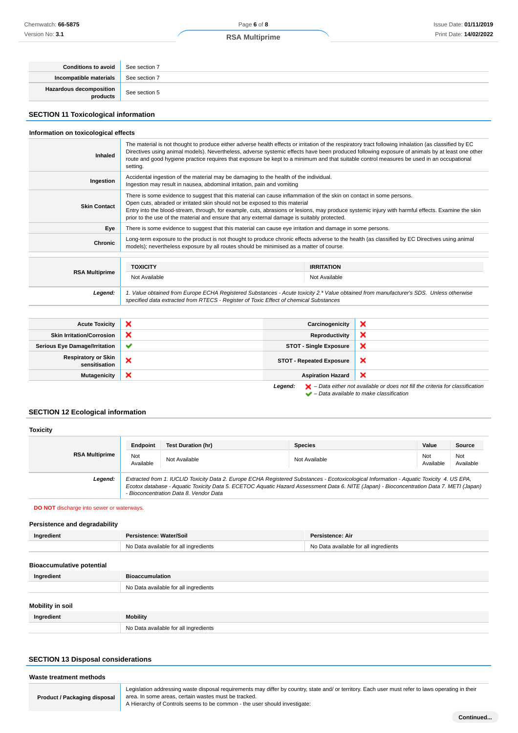| | |
|---|---|
| **Conditions to avoid** | See section 7 |
| **Incompatible materials** | See section 7 |
| **Hazardous decomposition products** | See section 5 |

## SECTION 11 Toxicological information

### Information on toxicological effects

| | |
|---|---|
| **Inhaled** | The material is not thought to produce either adverse health effects or irritation of the respiratory tract following inhalation (as classified by EC Directives using animal models). Nevertheless, adverse systemic effects have been produced following exposure of animals by at least one other route and good hygiene practice requires that exposure be kept to a minimum and that suitable control measures be used in an occupational setting. |
| **Ingestion** | Accidental ingestion of the material may be damaging to the health of the individual.<br>Ingestion may result in nausea, abdominal irritation, pain and vomiting |
| **Skin Contact** | There is some evidence to suggest that this material can cause inflammation of the skin on contact in some persons.<br>Open cuts, abraded or irritated skin should not be exposed to this material<br>Entry into the blood-stream, through, for example, cuts, abrasions or lesions, may produce systemic injury with harmful effects. Examine the skin prior to the use of the material and ensure that any external damage is suitably protected. |
| **Eye** | There is some evidence to suggest that this material can cause eye irritation and damage in some persons. |
| **Chronic** | Long-term exposure to the product is not thought to produce chronic effects adverse to the health (as classified by EC Directives using animal models); nevertheless exposure by all routes should be minimised as a matter of course. |

| | TOXICITY | IRRITATION |
|---|---|---|
| **RSA Multiprime** | Not Available | Not Available |
| ***Legend:*** | *1. Value obtained from Europe ECHA Registered Substances - Acute toxicity 2.* Value obtained from manufacturer's SDS. Unless otherwise specified data extracted from RTECS - Register of Toxic Effect of chemical Substances* | |

| | | | |
|---|---|---|---|
| **Acute Toxicity** | ✘ | **Carcinogenicity** | ✘ |
| **Skin Irritation/Corrosion** | ✘ | **Reproductivity** | ✘ |
| **Serious Eye Damage/Irritation** | ✔ | **STOT - Single Exposure** | ✘ |
| **Respiratory or Skin sensitisation** | ✘ | **STOT - Repeated Exposure** | ✘ |
| **Mutagenicity** | ✘ | **Aspiration Hazard** | ✘ |

***Legend:*** ✘ *– Data either not available or does not fill the criteria for classification*
✔ *– Data available to make classification*

## SECTION 12 Ecological information

### Toxicity

| | Endpoint | Test Duration (hr) | Species | Value | Source |
|---|---|---|---|---|---|
| **RSA Multiprime** | Not Available | Not Available | Not Available | Not Available | Not Available |
| ***Legend:*** | *Extracted from 1. IUCLID Toxicity Data 2. Europe ECHA Registered Substances - Ecotoxicological Information - Aquatic Toxicity 4. US EPA, Ecotox database - Aquatic Toxicity Data 5. ECETOC Aquatic Hazard Assessment Data 6. NITE (Japan) - Bioconcentration Data 7. METI (Japan) - Bioconcentration Data 8. Vendor Data* | | | | |

**DO NOT** discharge into sewer or waterways.

### Persistence and degradability

| Ingredient | Persistence: Water/Soil | Persistence: Air |
|---|---|---|
| | No Data available for all ingredients | No Data available for all ingredients |

### Bioaccumulative potential

| Ingredient | Bioaccumulation |
|---|---|
| | No Data available for all ingredients |

### Mobility in soil

| Ingredient | Mobility |
|---|---|
| | No Data available for all ingredients |

## SECTION 13 Disposal considerations

### Waste treatment methods

| | |
|---|---|
| **Product / Packaging disposal** | Legislation addressing waste disposal requirements may differ by country, state and/ or territory. Each user must refer to laws operating in their area. In some areas, certain wastes must be tracked.<br>A Hierarchy of Controls seems to be common - the user should investigate: |

Continued...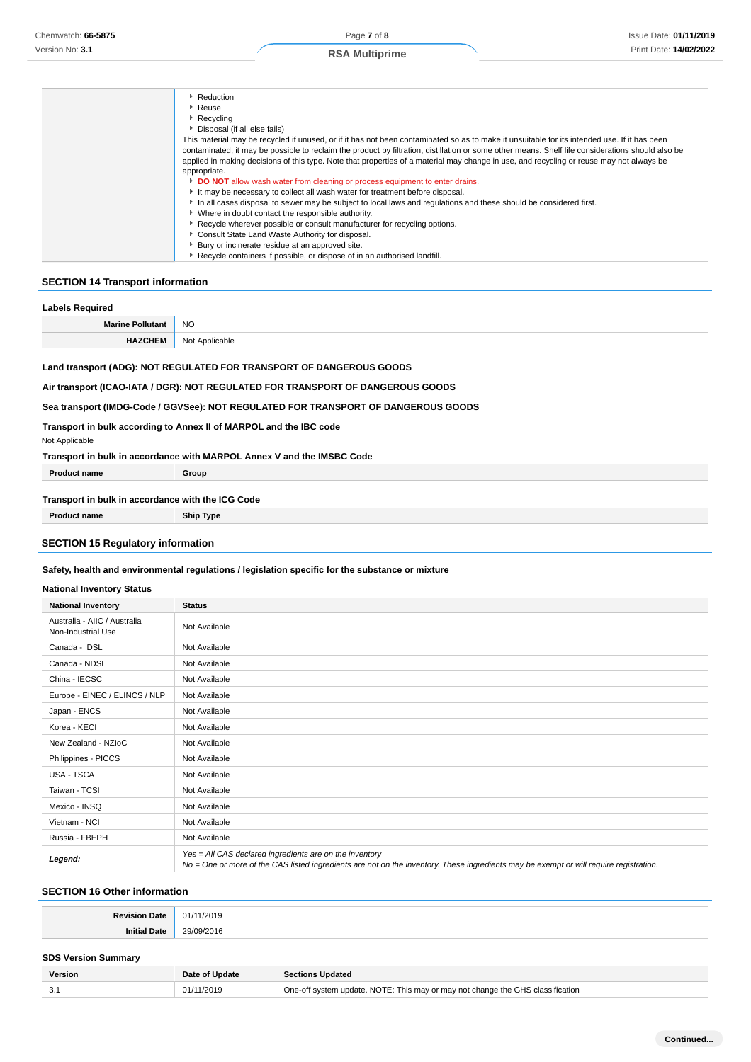| | |
|---|---|
| | - Reduction<br>- Reuse<br>- Recycling<br>- Disposal (if all else fails)<br>This material may be recycled if unused, or if it has not been contaminated so as to make it unsuitable for its intended use. If it has been contaminated, it may be possible to reclaim the product by filtration, distillation or some other means. Shelf life considerations should also be applied in making decisions of this type. Note that properties of a material may change in use, and recycling or reuse may not always be appropriate.<br>- **DO NOT** allow wash water from cleaning or process equipment to enter drains.<br>- It may be necessary to collect all wash water for treatment before disposal.<br>- In all cases disposal to sewer may be subject to local laws and regulations and these should be considered first.<br>- Where in doubt contact the responsible authority.<br>- Recycle wherever possible or consult manufacturer for recycling options.<br>- Consult State Land Waste Authority for disposal.<br>- Bury or incinerate residue at an approved site.<br>- Recycle containers if possible, or dispose of in an authorised landfill. |

## SECTION 14 Transport information

### Labels Required

| | |
|---|---|
| **Marine Pollutant** | NO |
| **HAZCHEM** | Not Applicable |

**Land transport (ADG): NOT REGULATED FOR TRANSPORT OF DANGEROUS GOODS**

**Air transport (ICAO-IATA / DGR): NOT REGULATED FOR TRANSPORT OF DANGEROUS GOODS**

**Sea transport (IMDG-Code / GGVSee): NOT REGULATED FOR TRANSPORT OF DANGEROUS GOODS**

**Transport in bulk according to Annex II of MARPOL and the IBC code**

Not Applicable

**Transport in bulk in accordance with MARPOL Annex V and the IMSBC Code**

| Product name | Group |
|---|---|

**Transport in bulk in accordance with the ICG Code**

| Product name | Ship Type |
|---|---|

## SECTION 15 Regulatory information

**Safety, health and environmental regulations / legislation specific for the substance or mixture**

### National Inventory Status

| National Inventory | Status |
|---|---|
| Australia - AIIC / Australia Non-Industrial Use | Not Available |
| Canada - DSL | Not Available |
| Canada - NDSL | Not Available |
| China - IECSC | Not Available |
| Europe - EINEC / ELINCS / NLP | Not Available |
| Japan - ENCS | Not Available |
| Korea - KECI | Not Available |
| New Zealand - NZIoC | Not Available |
| Philippines - PICCS | Not Available |
| USA - TSCA | Not Available |
| Taiwan - TCSI | Not Available |
| Mexico - INSQ | Not Available |
| Vietnam - NCI | Not Available |
| Russia - FBEPH | Not Available |
| ***Legend:*** | *Yes = All CAS declared ingredients are on the inventory*<br>*No = One or more of the CAS listed ingredients are not on the inventory. These ingredients may be exempt or will require registration.* |

## SECTION 16 Other information

| | |
|---|---|
| **Revision Date** | 01/11/2019 |
| **Initial Date** | 29/09/2016 |

### SDS Version Summary

| Version | Date of Update | Sections Updated |
|---|---|---|
| 3.1 | 01/11/2019 | One-off system update. NOTE: This may or may not change the GHS classification |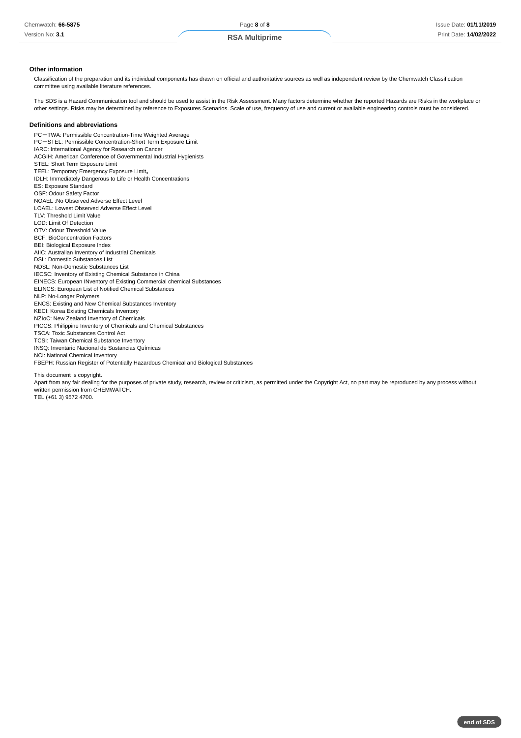### Other information

Classification of the preparation and its individual components has drawn on official and authoritative sources as well as independent review by the Chemwatch Classification committee using available literature references.

The SDS is a Hazard Communication tool and should be used to assist in the Risk Assessment. Many factors determine whether the reported Hazards are Risks in the workplace or other settings. Risks may be determined by reference to Exposures Scenarios. Scale of use, frequency of use and current or available engineering controls must be considered.

### Definitions and abbreviations

PC－TWA: Permissible Concentration-Time Weighted Average
PC－STEL: Permissible Concentration-Short Term Exposure Limit
IARC: International Agency for Research on Cancer
ACGIH: American Conference of Governmental Industrial Hygienists
STEL: Short Term Exposure Limit
TEEL: Temporary Emergency Exposure Limit。
IDLH: Immediately Dangerous to Life or Health Concentrations
ES: Exposure Standard
OSF: Odour Safety Factor
NOAEL :No Observed Adverse Effect Level
LOAEL: Lowest Observed Adverse Effect Level
TLV: Threshold Limit Value
LOD: Limit Of Detection
OTV: Odour Threshold Value
BCF: BioConcentration Factors
BEI: Biological Exposure Index
AIIC: Australian Inventory of Industrial Chemicals
DSL: Domestic Substances List
NDSL: Non-Domestic Substances List
IECSC: Inventory of Existing Chemical Substance in China
EINECS: European INventory of Existing Commercial chemical Substances
ELINCS: European List of Notified Chemical Substances
NLP: No-Longer Polymers
ENCS: Existing and New Chemical Substances Inventory
KECI: Korea Existing Chemicals Inventory
NZIoC: New Zealand Inventory of Chemicals
PICCS: Philippine Inventory of Chemicals and Chemical Substances
TSCA: Toxic Substances Control Act
TCSI: Taiwan Chemical Substance Inventory
INSQ: Inventario Nacional de Sustancias Químicas
NCI: National Chemical Inventory
FBEPH: Russian Register of Potentially Hazardous Chemical and Biological Substances

This document is copyright.
Apart from any fair dealing for the purposes of private study, research, review or criticism, as permitted under the Copyright Act, no part may be reproduced by any process without written permission from CHEMWATCH.
TEL (+61 3) 9572 4700.

end of SDS